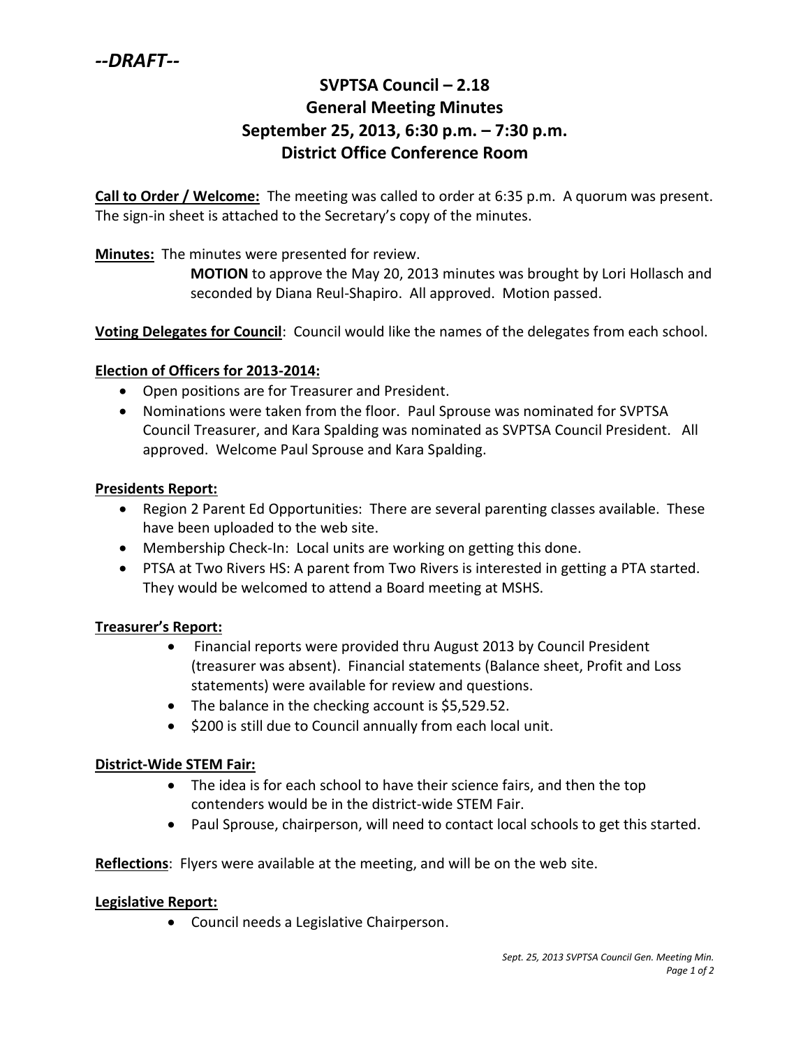*--DRAFT--*

# SVPTSA Council – 2.18
# General Meeting Minutes
# September 25, 2013, 6:30 p.m. – 7:30 p.m.
# District Office Conference Room

**Call to Order / Welcome:** The meeting was called to order at 6:35 p.m. A quorum was present. The sign-in sheet is attached to the Secretary's copy of the minutes.

**Minutes:** The minutes were presented for review.

> **MOTION** to approve the May 20, 2013 minutes was brought by Lori Hollasch and seconded by Diana Reul-Shapiro. All approved. Motion passed.

**Voting Delegates for Council**: Council would like the names of the delegates from each school.

**Election of Officers for 2013-2014:**

- Open positions are for Treasurer and President.
- Nominations were taken from the floor. Paul Sprouse was nominated for SVPTSA Council Treasurer, and Kara Spalding was nominated as SVPTSA Council President. All approved. Welcome Paul Sprouse and Kara Spalding.

**Presidents Report:**

- Region 2 Parent Ed Opportunities: There are several parenting classes available. These have been uploaded to the web site.
- Membership Check-In: Local units are working on getting this done.
- PTSA at Two Rivers HS: A parent from Two Rivers is interested in getting a PTA started. They would be welcomed to attend a Board meeting at MSHS.

**Treasurer's Report:**

- Financial reports were provided thru August 2013 by Council President (treasurer was absent). Financial statements (Balance sheet, Profit and Loss statements) were available for review and questions.
- The balance in the checking account is $5,529.52.
- $200 is still due to Council annually from each local unit.

**District-Wide STEM Fair:**

- The idea is for each school to have their science fairs, and then the top contenders would be in the district-wide STEM Fair.
- Paul Sprouse, chairperson, will need to contact local schools to get this started.

**Reflections**: Flyers were available at the meeting, and will be on the web site.

**Legislative Report:**

- Council needs a Legislative Chairperson.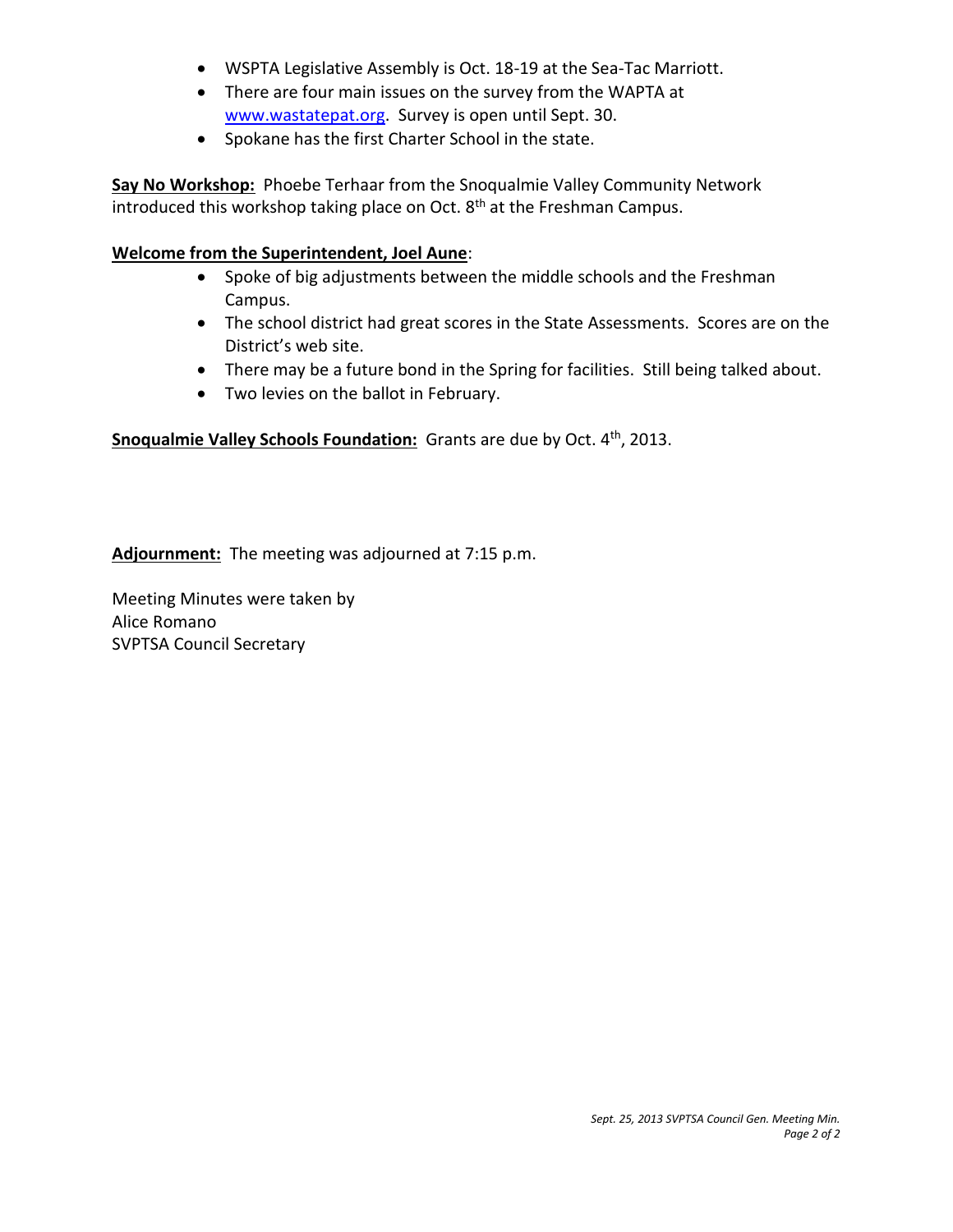- WSPTA Legislative Assembly is Oct. 18-19 at the Sea-Tac Marriott.
- There are four main issues on the survey from the WAPTA at www.wastatepat.org. Survey is open until Sept. 30.
- Spokane has the first Charter School in the state.

**Say No Workshop:** Phoebe Terhaar from the Snoqualmie Valley Community Network introduced this workshop taking place on Oct. 8th at the Freshman Campus.

**Welcome from the Superintendent, Joel Aune**:

- Spoke of big adjustments between the middle schools and the Freshman Campus.
- The school district had great scores in the State Assessments. Scores are on the District's web site.
- There may be a future bond in the Spring for facilities. Still being talked about.
- Two levies on the ballot in February.

**Snoqualmie Valley Schools Foundation:** Grants are due by Oct. 4th, 2013.

**Adjournment:** The meeting was adjourned at 7:15 p.m.

Meeting Minutes were taken by
Alice Romano
SVPTSA Council Secretary